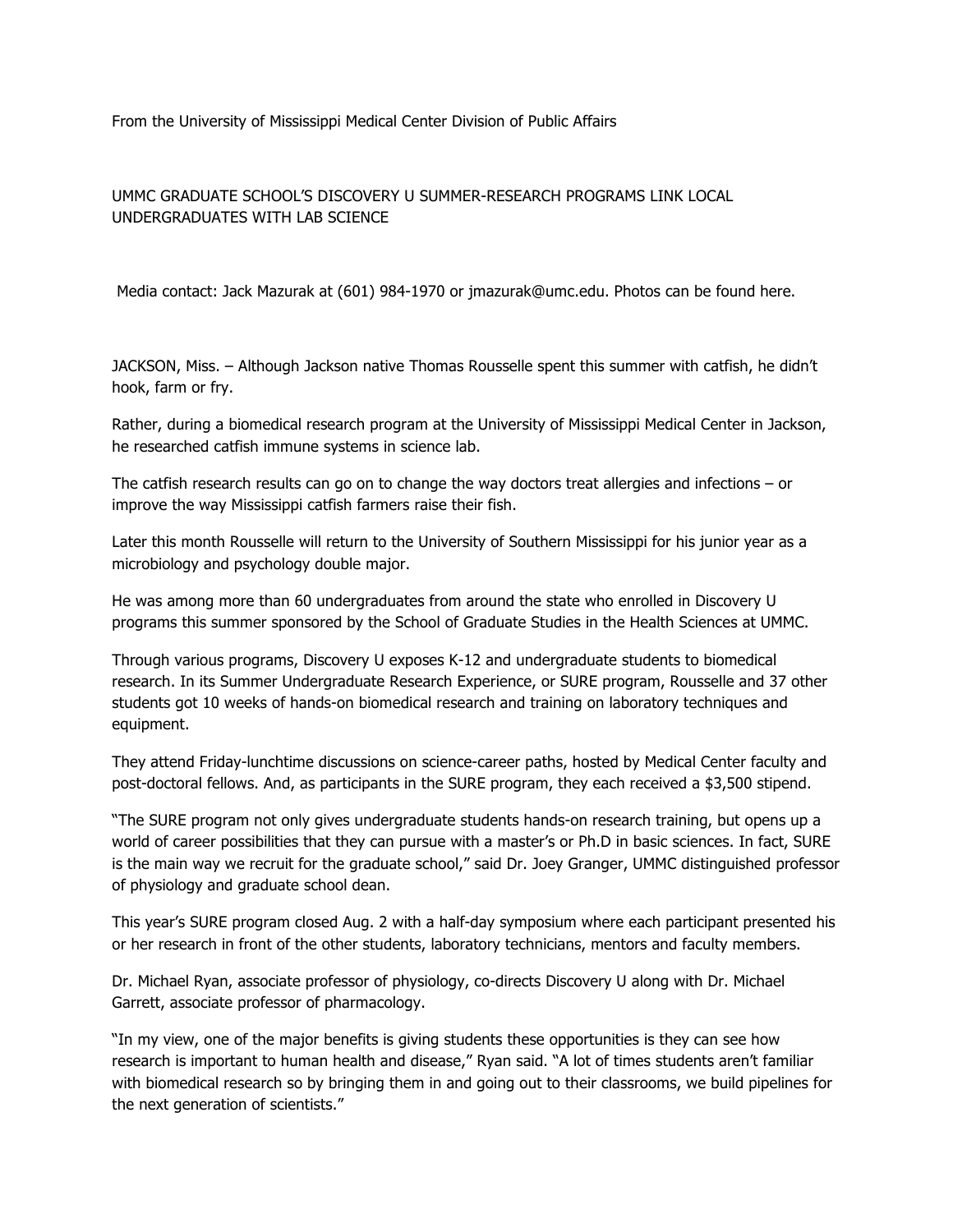From the University of Mississippi Medical Center Division of Public Affairs

# UMMC GRADUATE SCHOOL'S DISCOVERY U SUMMER-RESEARCH PROGRAMS LINK LOCAL UNDERGRADUATES WITH LAB SCIENCE

Media contact: Jack Mazurak at (601) 984-1970 or jmazurak@umc.edu. Photos can be found here.

JACKSON, Miss. – Although Jackson native Thomas Rousselle spent this summer with catfish, he didn't hook, farm or fry.

Rather, during a biomedical research program at the University of Mississippi Medical Center in Jackson, he researched catfish immune systems in science lab.

The catfish research results can go on to change the way doctors treat allergies and infections – or improve the way Mississippi catfish farmers raise their fish.

Later this month Rousselle will return to the University of Southern Mississippi for his junior year as a microbiology and psychology double major.

He was among more than 60 undergraduates from around the state who enrolled in Discovery U programs this summer sponsored by the School of Graduate Studies in the Health Sciences at UMMC.

Through various programs, Discovery U exposes K-12 and undergraduate students to biomedical research. In its Summer Undergraduate Research Experience, or SURE program, Rousselle and 37 other students got 10 weeks of hands-on biomedical research and training on laboratory techniques and equipment.

They attend Friday-lunchtime discussions on science-career paths, hosted by Medical Center faculty and post-doctoral fellows. And, as participants in the SURE program, they each received a $3,500 stipend.

"The SURE program not only gives undergraduate students hands-on research training, but opens up a world of career possibilities that they can pursue with a master's or Ph.D in basic sciences. In fact, SURE is the main way we recruit for the graduate school," said Dr. Joey Granger, UMMC distinguished professor of physiology and graduate school dean.

This year's SURE program closed Aug. 2 with a half-day symposium where each participant presented his or her research in front of the other students, laboratory technicians, mentors and faculty members.

Dr. Michael Ryan, associate professor of physiology, co-directs Discovery U along with Dr. Michael Garrett, associate professor of pharmacology.

"In my view, one of the major benefits is giving students these opportunities is they can see how research is important to human health and disease," Ryan said. "A lot of times students aren't familiar with biomedical research so by bringing them in and going out to their classrooms, we build pipelines for the next generation of scientists."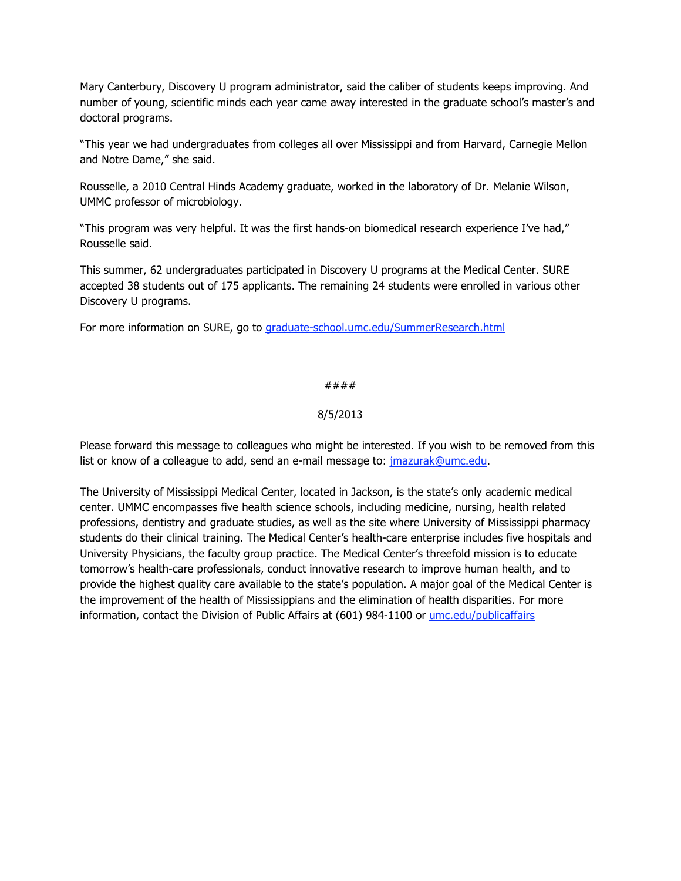Mary Canterbury, Discovery U program administrator, said the caliber of students keeps improving. And number of young, scientific minds each year came away interested in the graduate school's master's and doctoral programs.

"This year we had undergraduates from colleges all over Mississippi and from Harvard, Carnegie Mellon and Notre Dame," she said.

Rousselle, a 2010 Central Hinds Academy graduate, worked in the laboratory of Dr. Melanie Wilson, UMMC professor of microbiology.

"This program was very helpful. It was the first hands-on biomedical research experience I've had," Rousselle said.

This summer, 62 undergraduates participated in Discovery U programs at the Medical Center. SURE accepted 38 students out of 175 applicants. The remaining 24 students were enrolled in various other Discovery U programs.

For more information on SURE, go to graduate-school.umc.edu/SummerResearch.html

####

8/5/2013

Please forward this message to colleagues who might be interested. If you wish to be removed from this list or know of a colleague to add, send an e-mail message to: jmazurak@umc.edu.

The University of Mississippi Medical Center, located in Jackson, is the state's only academic medical center. UMMC encompasses five health science schools, including medicine, nursing, health related professions, dentistry and graduate studies, as well as the site where University of Mississippi pharmacy students do their clinical training. The Medical Center's health-care enterprise includes five hospitals and University Physicians, the faculty group practice. The Medical Center's threefold mission is to educate tomorrow's health-care professionals, conduct innovative research to improve human health, and to provide the highest quality care available to the state's population. A major goal of the Medical Center is the improvement of the health of Mississippians and the elimination of health disparities. For more information, contact the Division of Public Affairs at (601) 984-1100 or umc.edu/publicaffairs